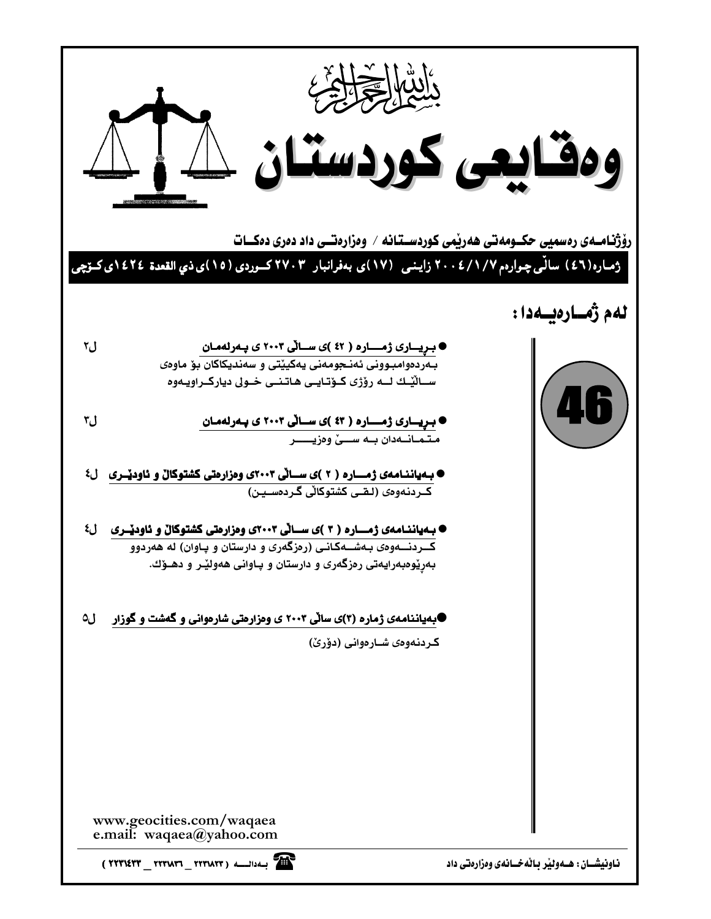بسم الله الرحمن الرحيم

# وەقایعی کوردستان

**رۆژنامــەی رەسمیی حکــومەتی هەرێمی کوردســتانە / وەزارەتــی داد دەری دەکــات**

**ژمـارە(٤٦) ساڵی چوارەم ٢٠٠٤/١/٧ زایـنی (١٧)ی بەفرانبار ٢٧٠٣ کــوردی (١٥)ی ذي القعدة ١٤٢٤ی کـۆچی**

## لەم ژمــارەیــەدا :

46

- **بـڕیــاری ژمـــارە ( ٤٢ )ی ســاڵی ٢٠٠٣ ی پـەرلەمـان** ل٢
  بـەردەوامبـوونی ئەنـجومەنی یەکێتی و سەندیکاکان بۆ ماوەی ســاڵێـك لــە رۆژی کـۆتـایـی هـاتـنــی خـولی دیارکــراویـەوە

- **بـڕیــاری ژمـــارە ( ٤٣ )ی ســاڵی ٢٠٠٣ ی پـەرلەمـان** ل٣
  مـتـمـانــەدان بــە ســێ وەزیـــــر

- **بـەیاننـامەی ژمـــارە ( ٢ )ی ســاڵی ٢٠٠٣ی وەزارەتی کشتوکاڵ و ئاودێــری** ل٤
  کــردنەوەی (لقــی کشتوکاڵی گـردەسـیـن)

- **بـەیاننـامەی ژمـــارە ( ٣ )ی ســاڵی ٢٠٠٣ی وەزارەتی کشتوکاڵ و ئاودێــری** ل٤
  کـــردنـــەوەی بـەشـــەکـانـی (رەزگەری و دارستان و پـاوان) لە هەردوو بەڕێوەبەرایەتی رەزگەری و دارستان و پاوانی هەولێـر و دهــۆك.

- **بەیاننامەی ژمارە (٣)ی ساڵی ٢٠٠٣ ی وەزارەتی شارەوانی و گەشت و گوزار** ل٥
  کـردنەوەی شـارەوانی (دۆرێ)

www.geocities.com/waqaea
e.mail: waqaea@yahoo.com

**ناونیشــان: هــەولێر باڵەخــانەی وەزارەتی داد**

**بــەدالـــە ( ٢٢٣١٨٢٣ _ ٢٢٣١٨٣٦ _ ٢٢٣١٤٣٣ )**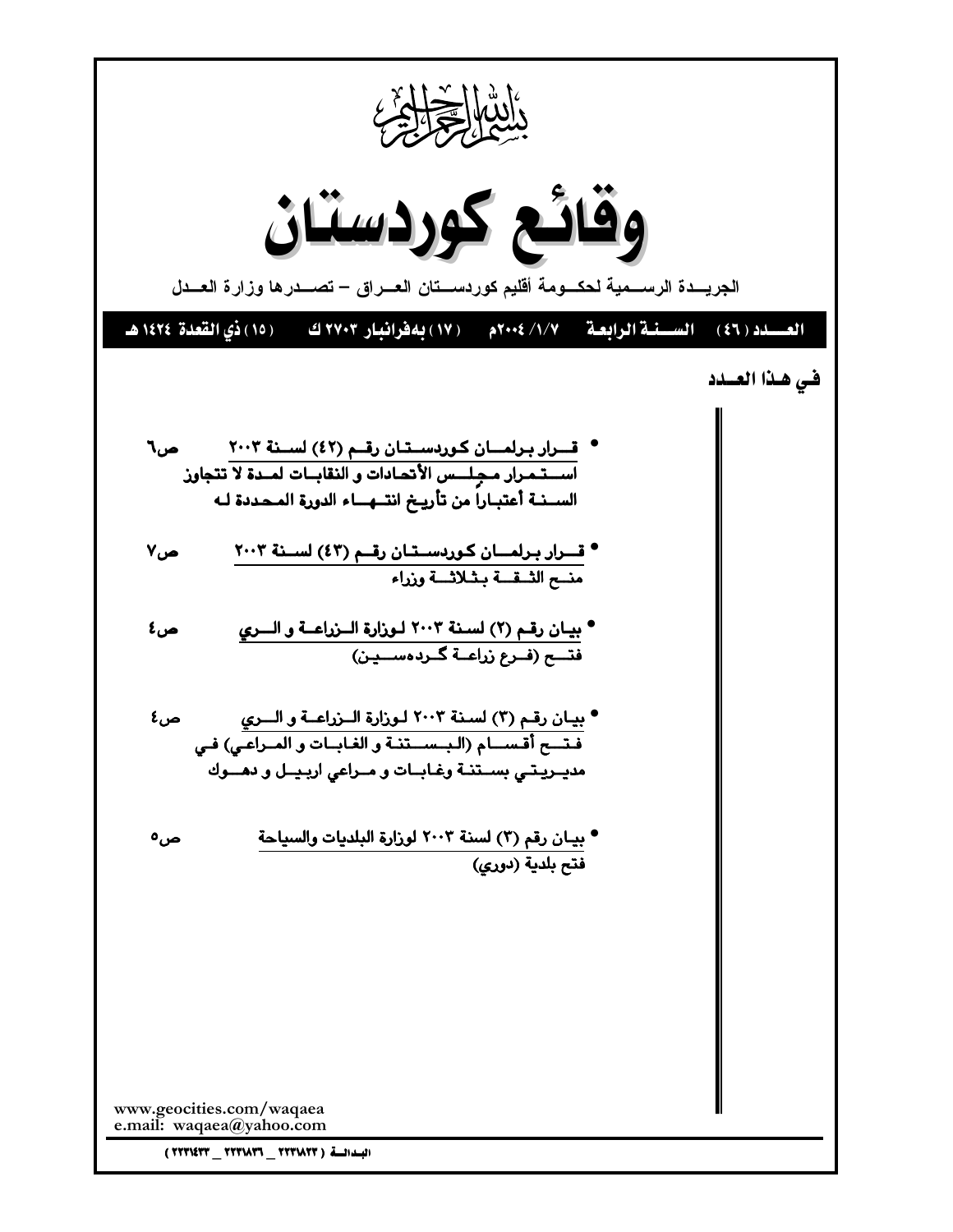بسم الله الرحمن الرحيم

# وقائع كوردستان

الجريـــدة الرســـمية لحكـــومة أقليم كوردســـتان العــراق – تصـــدرها وزارة العـــدل

**العـــدد (٤٦)　السـنـة الرابعة　٢٠٠٤/١/٧م　(١٧) بەفرانبار ٢٧٠٣ ك　(١٥) ذي القعدة ١٤٢٤ هـ**

## في هـذا العـدد

- **قــرار بـرلمــان كـوردسـتـان رقـم (٤٢) لسـنة ٢٠٠٣** ص٦
  اسـتـمـرار مـجلـس الأتحادات و النقابـات لمـدة لا تتجاوز السـنـة أعتباراً من تأريخ انتـهـاء الدورة المحددة لـه

- **قــرار بـرلمــان كـوردسـتـان رقـم (٤٣) لسـنة ٢٠٠٣** ص٧
  منـح الثـقـة بـثـلاثـة وزراء

- **بيـان رقـم (٢) لسـنة ٢٠٠٣ لـوزارة الـزراعـة و الـري** ص٤
  فتـح (فـرع زراعـة گـردەسـيـن)

- **بيـان رقـم (٣) لسـنة ٢٠٠٣ لـوزارة الـزراعـة و الـري** ص٤
  فتـح أقسـام (البـسـتنـة و الغابـات و المـراعـي) فـي مديـريـتـي بسـتنـة وغابـات و مـراعي اربيـل و دهـوك

- **بيـان رقم (٣) لسنة ٢٠٠٣ لوزارة البلديات والسياحة** ص٥
  فتح بلدية (دوري)

www.geocities.com/waqaea
e.mail: waqaea@yahoo.com

البـدالـة (٢٢٣١٨٢٣ _ ٢٢٣١٨٣٦ _ ٢٢٣١٤٣٣)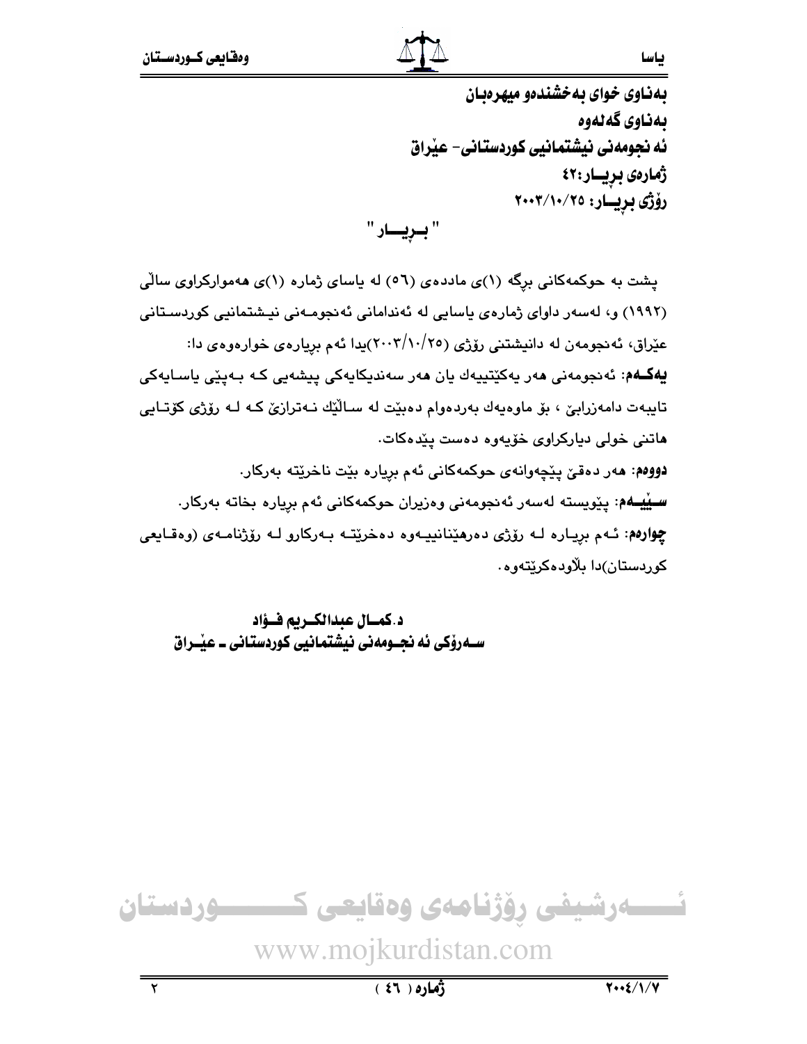**بەناوی خوای بەخشندەو میهرەبان**
**بەناوی گەلەوە**
**ئە نجومەنی نیشتمانیی کوردستانی- عێراق**
**ژمارەی بڕیــار:٤٢**
**رۆژی بڕیــار: ٢٠٠٣/١٠/٢٥**

## " بــڕیـــار "

پشت بە حوکمەکانی بڕگە (١)ی ماددەی (٥٦) لە یاسای ژمارە (١)ی هەموارکراوی ساڵی (١٩٩٢) و، لەسەر داوای ژمارەی یاسایی لە ئەندامانی ئەنجومـەنی نیـشتمانیی کوردسـتانی عێراق، ئەنجومەن لە دانیشتنی رۆژی (٢٠٠٣/١٠/٢٥)یدا ئەم بڕیارەی خوارەوەی دا:

**یەکــەم**: ئەنجومەنی هەر یەکێتییەك یان هەر سەندیکایەکی پیشەیی کـە بـەپێی یاسـایەکی تایبەت دامەزرابێ ، بۆ ماوەیەك بەردەوام دەبێت لە سـاڵێك نـەترازێ کـە لـە رۆژی کۆتـایی هاتنی خولی دیارکراوی خۆیەوە دەست پێدەکات.

**دووەم**: هەر دەقێ پێچەوانەی حوکمەکانی ئەم بڕیارە بێت ناخرێتە بەرکار.

**سـێیــەم**: پێویستە لەسەر ئەنجومەنی وەزیران حوکمەکانی ئەم بڕیارە بخاتە بەرکار.

**چوارەم**: ئـەم بڕیـارە لـە رۆژی دەرهێنانییـەوە دەخرێتـە بـەرکارو لـە رۆژنامـەی (وەقـایعی کوردستان)دا بڵاودەکرێتەوە.

**د.کمــال عبدالکــریم فــؤاد**
**ســەرۆکی ئە نجــومەنی نیشتمانیی کوردستانی ـ عێــراق**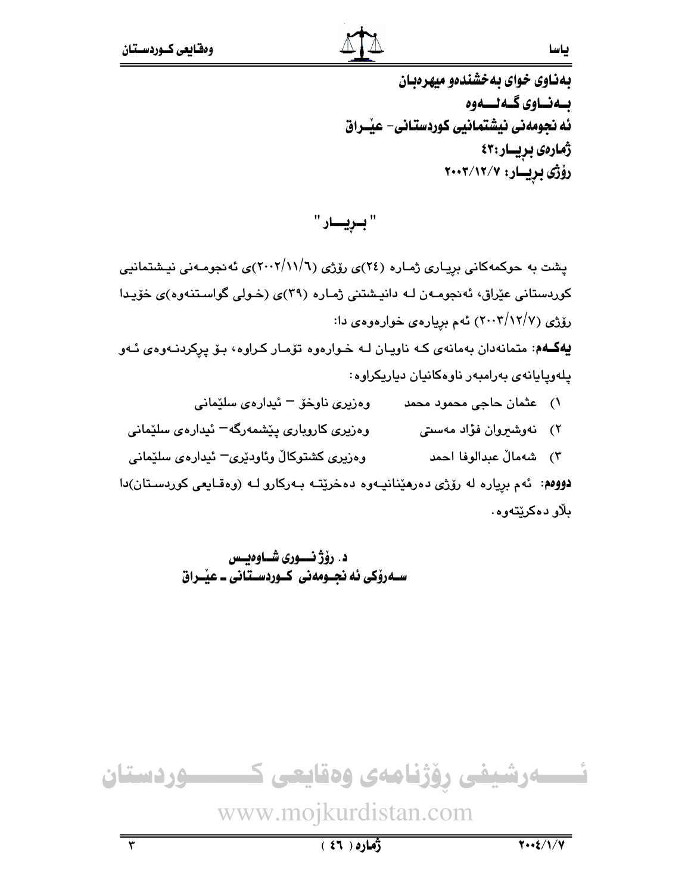بەناوی خوای بەخشندەو میهرەبان

بــەنــاوی گــەلـــەوە

ئە نجومەنی نیشتمانیی کوردستانی- عێـراق

ژمارەی بڕیــار:٤٣

رۆژی بڕیــار: ٢٠٠٣/١٢/٧

## " بــڕیـــار "

پشت بە حوكمەكانی بڕیـاری ژمـارە (٢٤)ی رۆژی (٢٠٠٢/١١/٦)ی ئەنجومـەنی نیـشتمانیی كوردستانی عێراق، ئەنجومـەن لـە دانیـشتنی ژمـارە (٣٩)ی (خـولی گواسـتنەوە)ی خۆیـدا رۆژی (٢٠٠٣/١٢/٧) ئەم بڕیارەی خوارەوەی دا:

**یەكــەم**: متمانەدان بەمانەی كـە ناویـان لـە خـوارەوە تۆمـار كـراوە، بـۆ پڕكردنـەوەی ئـەو پلەوپایانەی بەرامبەر ناوەكانیان دیاریكراوە:

١) عثمان حاجی محمود محمد — وەزیری ناوخۆ – ئیدارەی سلێمانی

٢) نەوشیروان فؤاد مەستی — وەزیری كاروباری پێشمەرگە– ئیدارەی سلێمانی

٣) شەماڵ عبدالوفا احمد — وەزیری كشتوكاڵ وئاودێری– ئیدارەی سلێمانی

**دووەم**: ئەم بڕیارە لە رۆژی دەرهێنانیـەوە دەخرێتـە بـەركارو لـە (وەقـایعی كوردسـتان)دا بڵاو دەكرێتەوە.

**د. رۆژ نـــوری شـاوەیـس**

**ســەرۆكی ئەنجـومەنی كـوردسـتانی ـ عێـراق**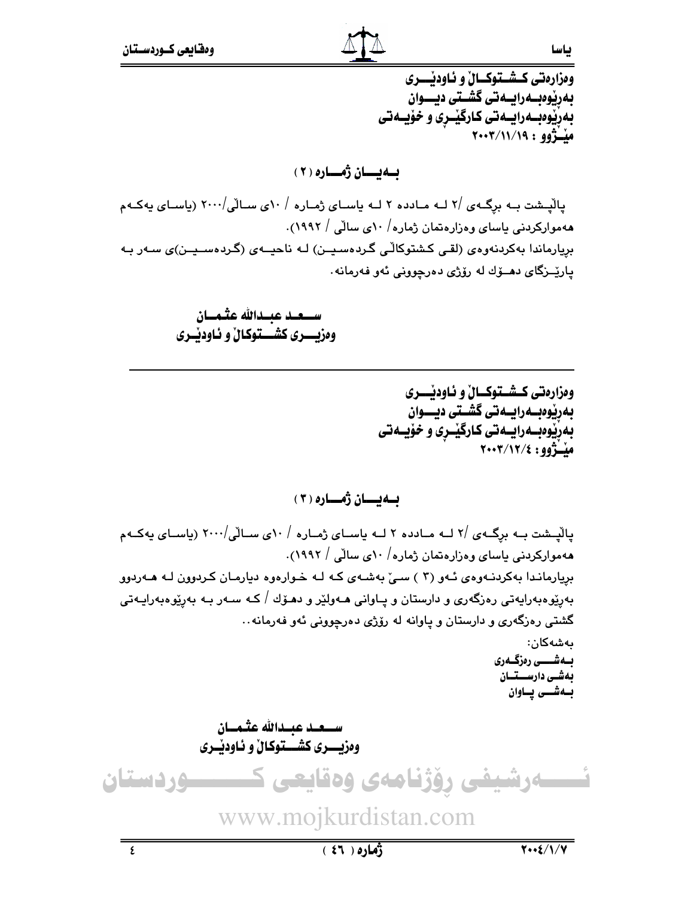وەزارەتی کشتوکاڵ و ئاودێری
بەڕێوەبەرایەتی گشتی دیوان
بەڕێوەبەرایەتی کارگێڕی و خۆیەتی
مێژوو : ٢٠٠٣/١١/١٩

## بەیان ژمارە (٢)

پاڵپشت بە برگەی /٢ لە مادده ٢ لە یاسای ژمارە / ١٠ی ساڵی/٢٠٠٠ (یاسای یەکەم هەموارکردنی یاسای وەزارەتمان ژمارە/ ١٠ی ساڵی / ١٩٩٢).
بریارماندا بەکردنەوەی (لقی کشتوکاڵی گردەسین) لە ناحیەی (گردەسین)ی سەر بە پارێزگای دهۆك لە رۆژی دەرچوونی ئەو فەرمانە.

**سعد عبدالله عثمان**
**وەزیری کشتوکاڵ و ئاودێری**

---

وەزارەتی کشتوکاڵ و ئاودێری
بەڕێوەبەرایەتی گشتی دیوان
بەڕێوەبەرایەتی کارگێڕی و خۆیەتی
مێژوو: ٢٠٠٣/١٢/٤

## بەیان ژمارە (٣)

پاڵپشت بە برگەی /٢ لە مادده ٢ لە یاسای ژمارە / ١٠ی ساڵی/٢٠٠٠ (یاسای یەکەم هەموارکردنی یاسای وەزارەتمان ژمارە/ ١٠ی ساڵی / ١٩٩٢).
بریارماندا بەکردنەوەی ئەو (٣ ) سێ بەشەی کە لە خوارەوە دیارمان کردوون لە هەردوو بەرێوەبەرایەتی رەزگەری و دارستان و پاوانی هەولێر و دهۆك / کە سەر بە بەرێوەبەرایەتی گشتی رەزگەری و دارستان و پاوانە لە رۆژی دەرچوونی ئەو فەرمانە..

بەشەکان:
**بەشی رەزگەری**
**بەشی دارستان**
**بەشی پاوان**

**سعد عبدالله عثمان**
**وەزیری کشتوکاڵ و ئاودێری**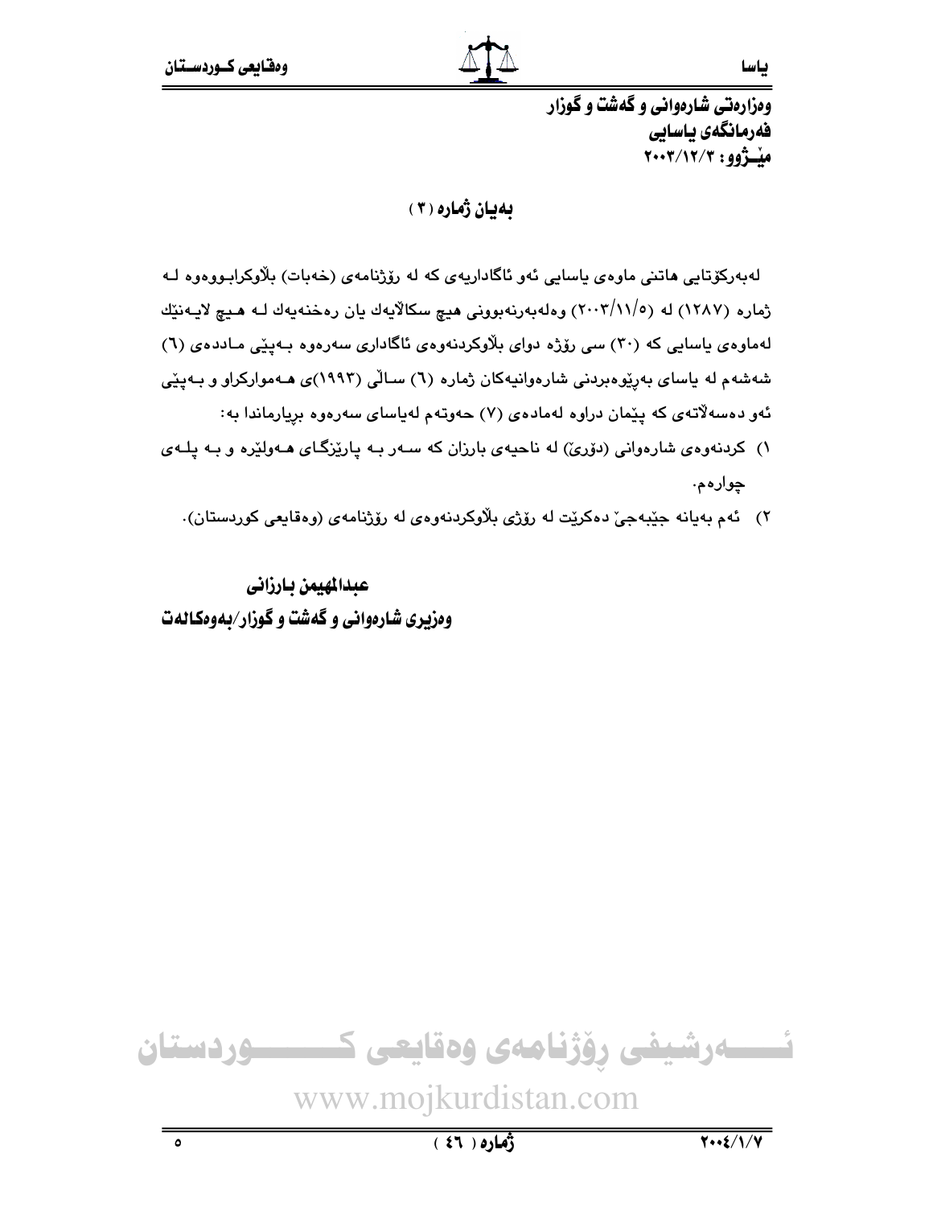وەزارەتی شارەوانی و گەشت و گوزار
فەرمانگەی یاسایی
مێــژوو: ٢٠٠٣/١٢/٣

## بەیان ژمارە (٣)

لەبەرکۆتایی هاتنی ماوەی یاسایی ئەو ئاگاداریەی کە لە رۆژنامەی (خەبات) بڵاوکرابـووەوە لـە ژمارە (١٢٨٧) لە (٢٠٠٣/١١/٥) وەلەبەرنەبوونی هیچ سکاڵایەك یان رەخنەیەك لـە هـیچ لایـەنێك لەماوەی یاسایی کە (٣٠) سی رۆژە دوای بڵاوکردنەوەی ئاگاداری سەرەوە بـەپێی مـاددەی (٦) شەشەم لە یاسای بەڕێوەبردنی شارەوانیەکان ژمارە (٦) سـاڵی (١٩٩٣)ی هـەموارکراو و بـەپێی ئەو دەسەڵاتەی کە پێمان دراوە لەمادەی (٧) حەوتەم لەیاسای سەرەوە بڕیارماندا بە:

١) کردنەوەی شارەوانی (دۆرێ) لە ناحیەی بارزان کە سـەر بـە پارێزگـای هـەولێرە و بـە پلـەی چوارەم.

٢) ئەم بەیانە جێبەجێ دەکرێت لە رۆژی بڵاوکردنەوەی لە رۆژنامەی (وەقایعی کوردستان).

**عبدالمهیمن بارزانی**
**وەزیری شارەوانی و گەشت و گوزار/بەوەکالەت**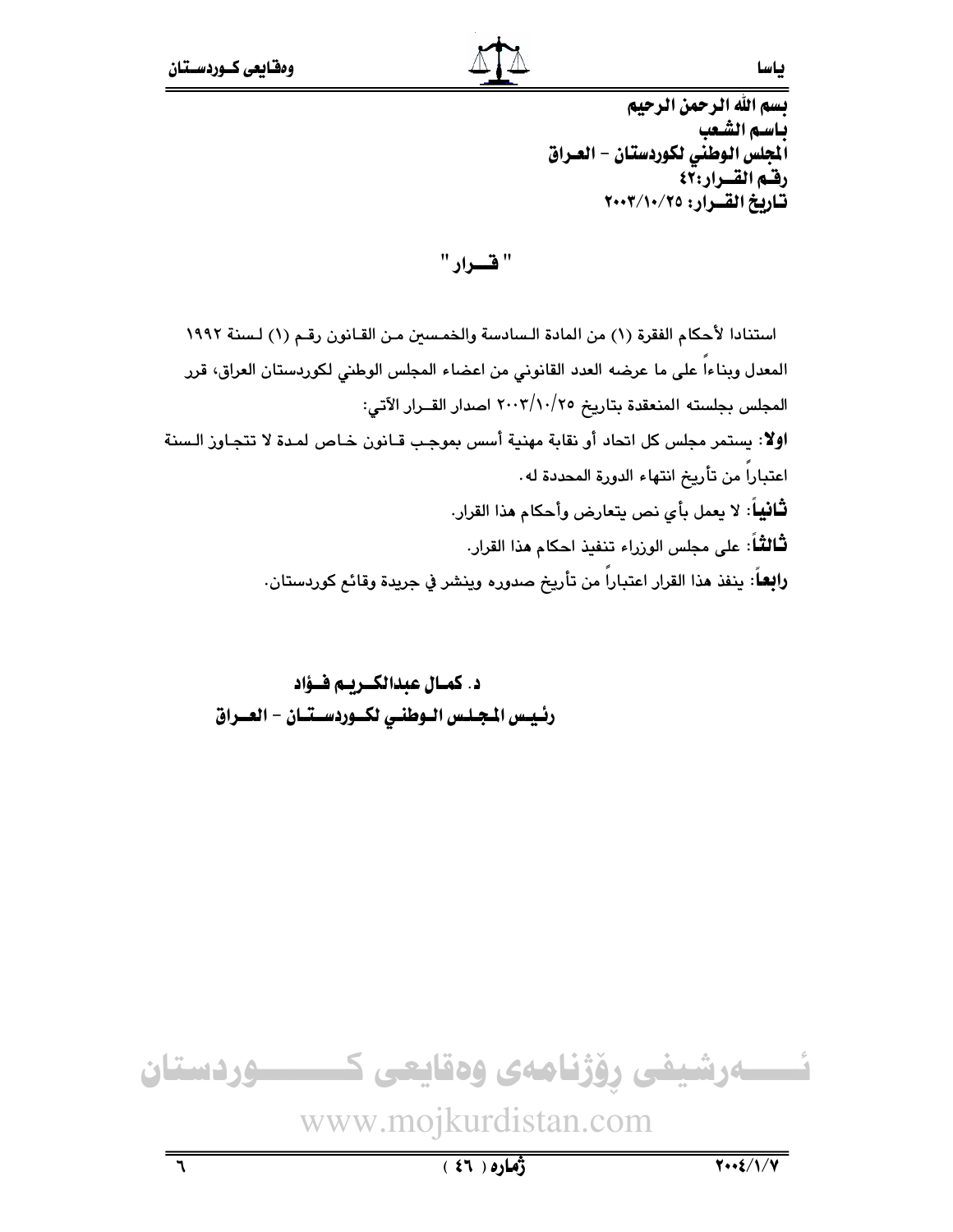بسم الله الرحمن الرحيم
باسم الشعب
المجلس الوطني لكوردستان - العراق
رقم القرار:٤٢
تاريخ القرار: ٢٠٠٣/١٠/٢٥

## " قرار "

استنادا لأحكام الفقرة (١) من المادة السادسة والخمسين من القانون رقم (١) لسنة ١٩٩٢ المعدل وبناءاً على ما عرضه العدد القانوني من اعضاء المجلس الوطني لكوردستان العراق، قرر المجلس بجلسته المنعقدة بتاريخ ٢٠٠٣/١٠/٢٥ اصدار القرار الآتي:

**اولا**: يستمر مجلس كل اتحاد أو نقابة مهنية أسس بموجب قانون خاص لمدة لا تتجاوز السنة اعتباراً من تأريخ انتهاء الدورة المحددة له.

**ثانياً**: لا يعمل بأي نص يتعارض وأحكام هذا القرار.

**ثالثاً**: على مجلس الوزراء تنفيذ احكام هذا القرار.

**رابعاً**: ينفذ هذا القرار اعتباراً من تأريخ صدوره وينشر في جريدة وقائع كوردستان.

**د. كمال عبدالكريم فؤاد**
**رئيس المجلس الوطني لكوردستان - العراق**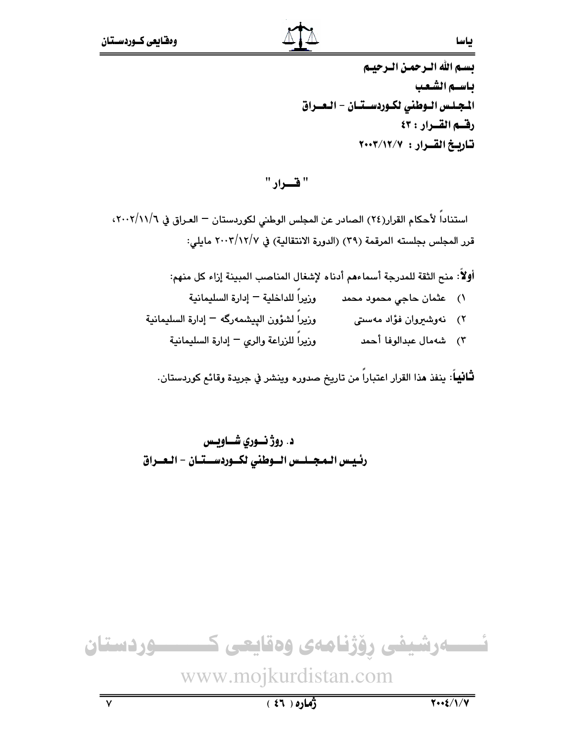بسم الله الرحمن الرحيم

باسم الشعب

المجلس الوطني لكوردستان - العراق

رقم القرار : ٤٣

تاريخ القرار : ٢٠٠٣/١٢/٧

## " قرار "

استناداً لأحكام القرار(٢٤) الصادر عن المجلس الوطني لكوردستان – العراق في ٢٠٠٢/١١/٦، قرر المجلس بجلسته المرقمة (٣٩) (الدورة الانتقالية) في ٢٠٠٣/١٢/٧ مايلي:

**أولاً**: منح الثقة للمدرجة أسماءهم أدناه لإشغال المناصب المبينة إزاء كل منهم:

١) عثمان حاجي محمود محمد وزيراً للداخلية – إدارة السليمانية

٢) نەوشيروان فؤاد مەستى وزيراً لشؤون البيشمەرگە – إدارة السليمانية

٣) شەمال عبدالوفا أحمد وزيراً للزراعة والري – إدارة السليمانية

**ثانياً**: ينفذ هذا القرار اعتباراً من تاريخ صدوره وينشر في جريدة وقائع كوردستان.

**د. روژنوري شاويس**

**رئيس المجلس الوطني لكوردستان - العراق**